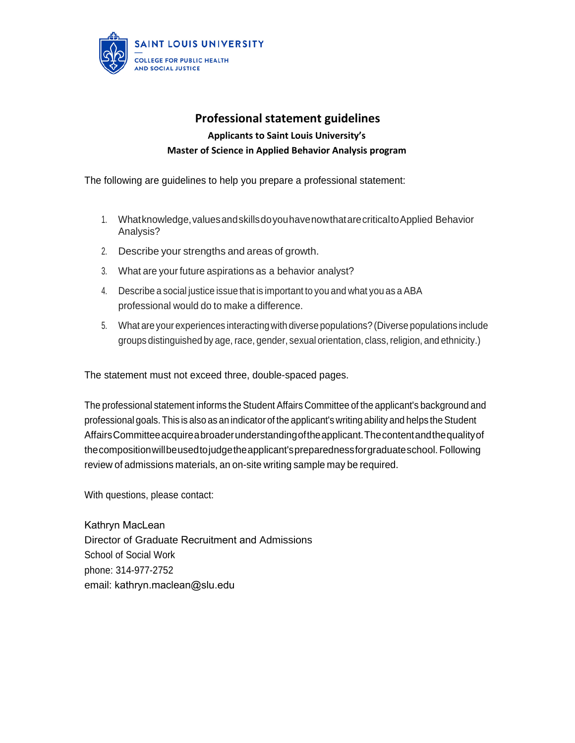SAINT LOUIS UNIVERSITY
COLLEGE FOR PUBLIC HEALTH AND SOCIAL JUSTICE

# Professional statement guidelines

### Applicants to Saint Louis University's Master of Science in Applied Behavior Analysis program

The following are guidelines to help you prepare a professional statement:

1. What knowledge, values and skills do you have now that are critical to Applied Behavior Analysis?
2. Describe your strengths and areas of growth.
3. What are your future aspirations as a behavior analyst?
4. Describe a social justice issue that is important to you and what you as a ABA professional would do to make a difference.
5. What are your experiences interacting with diverse populations? (Diverse populations include groups distinguished by age, race, gender, sexual orientation, class, religion, and ethnicity.)

The statement must not exceed three, double-spaced pages.

The professional statement informs the Student Affairs Committee of the applicant's background and professional goals. This is also as an indicator of the applicant's writing ability and helps the Student Affairs Committee acquire a broader understanding of the applicant. The content and the quality of the composition will be used to judge the applicant's preparedness for graduate school. Following review of admissions materials, an on-site writing sample may be required.

With questions, please contact:

Kathryn MacLean
Director of Graduate Recruitment and Admissions
School of Social Work
phone: 314-977-2752
email: kathryn.maclean@slu.edu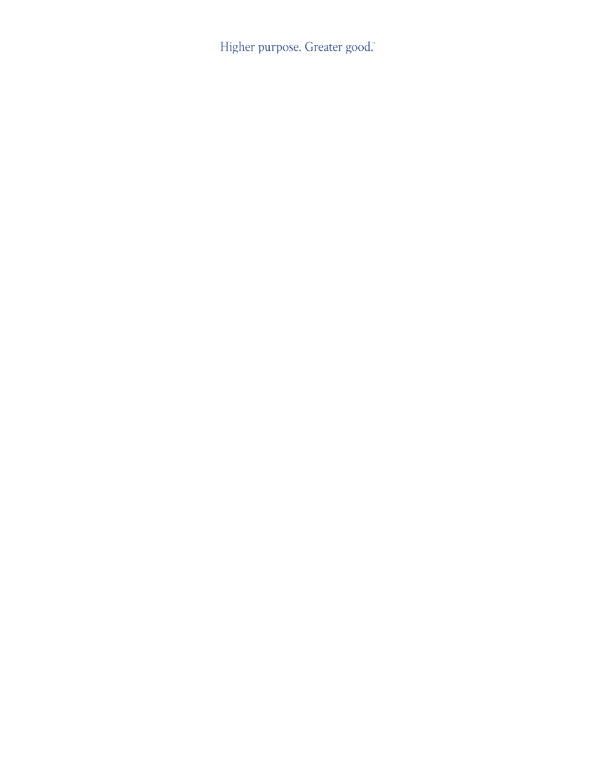Higher purpose. Greater good.™